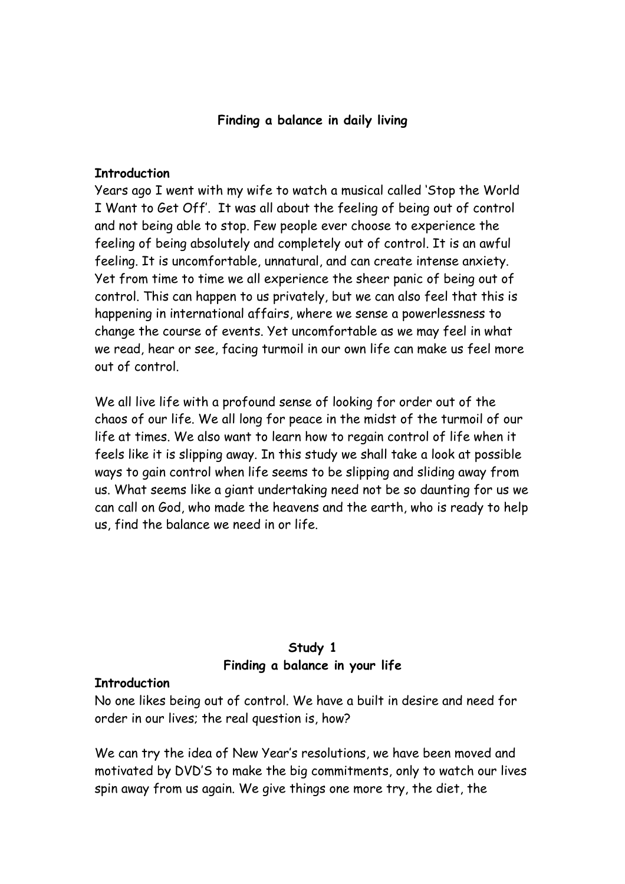## Finding a balance in daily living

**Introduction**

Years ago I went with my wife to watch a musical called 'Stop the World I Want to Get Off'. It was all about the feeling of being out of control and not being able to stop. Few people ever choose to experience the feeling of being absolutely and completely out of control. It is an awful feeling. It is uncomfortable, unnatural, and can create intense anxiety. Yet from time to time we all experience the sheer panic of being out of control. This can happen to us privately, but we can also feel that this is happening in international affairs, where we sense a powerlessness to change the course of events. Yet uncomfortable as we may feel in what we read, hear or see, facing turmoil in our own life can make us feel more out of control.

We all live life with a profound sense of looking for order out of the chaos of our life. We all long for peace in the midst of the turmoil of our life at times. We also want to learn how to regain control of life when it feels like it is slipping away. In this study we shall take a look at possible ways to gain control when life seems to be slipping and sliding away from us. What seems like a giant undertaking need not be so daunting for us we can call on God, who made the heavens and the earth, who is ready to help us, find the balance we need in or life.

## Study 1
### Finding a balance in your life

**Introduction**

No one likes being out of control. We have a built in desire and need for order in our lives; the real question is, how?

We can try the idea of New Year's resolutions, we have been moved and motivated by DVD'S to make the big commitments, only to watch our lives spin away from us again. We give things one more try, the diet, the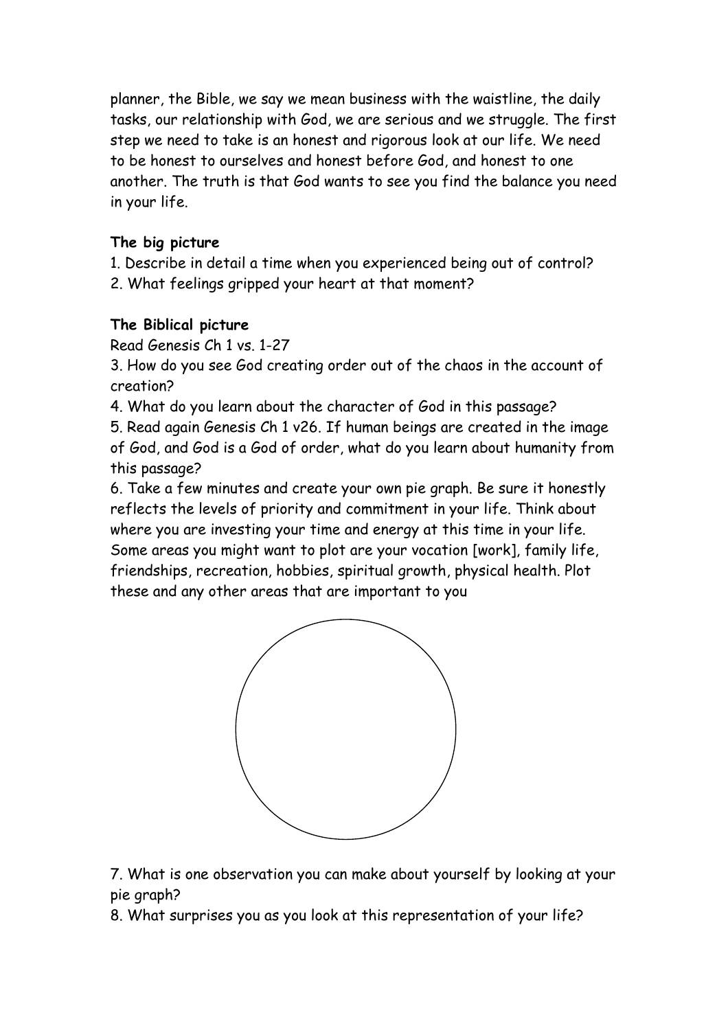planner, the Bible, we say we mean business with the waistline, the daily tasks, our relationship with God, we are serious and we struggle. The first step we need to take is an honest and rigorous look at our life. We need to be honest to ourselves and honest before God, and honest to one another. The truth is that God wants to see you find the balance you need in your life.

**The big picture**

1. Describe in detail a time when you experienced being out of control?
2. What feelings gripped your heart at that moment?

**The Biblical picture**

Read Genesis Ch 1 vs. 1-27

3. How do you see God creating order out of the chaos in the account of creation?
4. What do you learn about the character of God in this passage?
5. Read again Genesis Ch 1 v26. If human beings are created in the image of God, and God is a God of order, what do you learn about humanity from this passage?
6. Take a few minutes and create your own pie graph. Be sure it honestly reflects the levels of priority and commitment in your life. Think about where you are investing your time and energy at this time in your life. Some areas you might want to plot are your vocation [work], family life, friendships, recreation, hobbies, spiritual growth, physical health. Plot these and any other areas that are important to you
7. What is one observation you can make about yourself by looking at your pie graph?
8. What surprises you as you look at this representation of your life?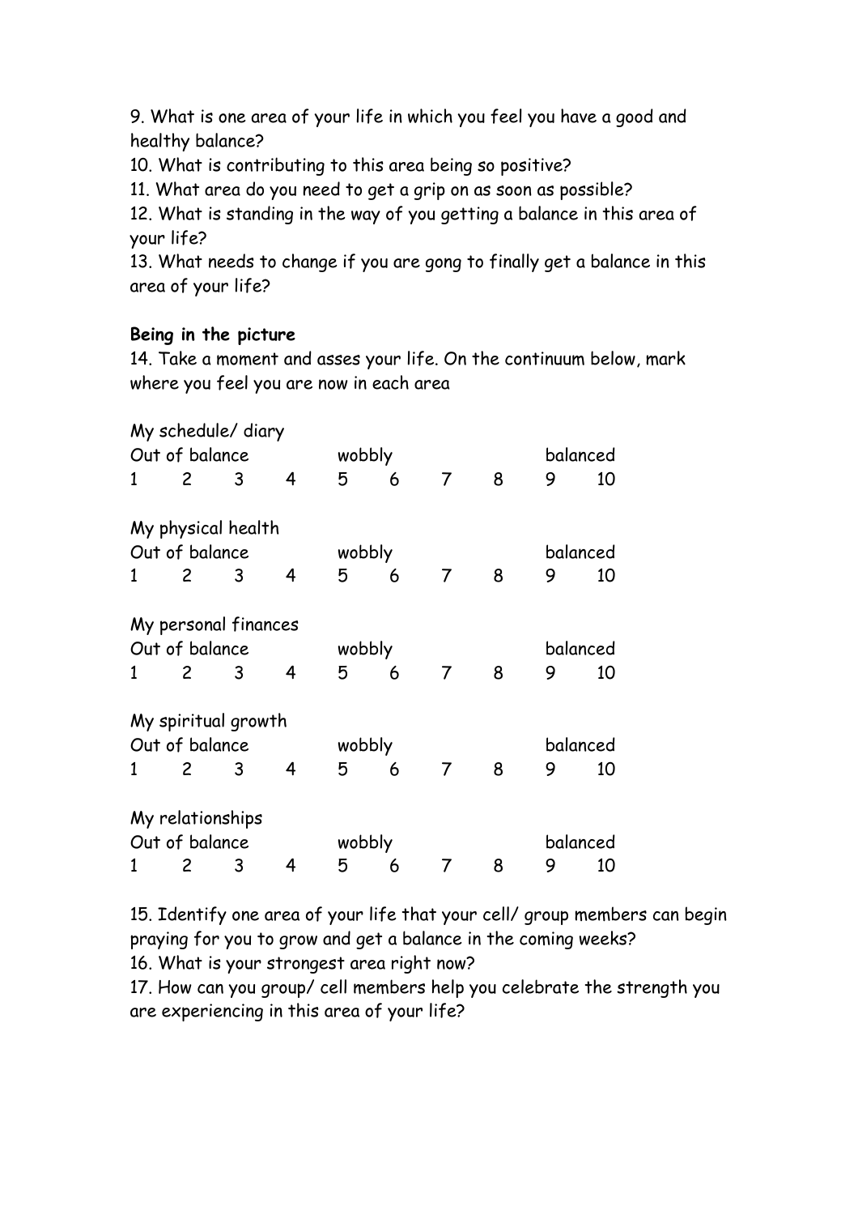9. What is one area of your life in which you feel you have a good and healthy balance?

10. What is contributing to this area being so positive?

11. What area do you need to get a grip on as soon as possible?

12. What is standing in the way of you getting a balance in this area of your life?

13. What needs to change if you are gong to finally get a balance in this area of your life?

**Being in the picture**

14. Take a moment and asses your life. On the continuum below, mark where you feel you are now in each area

My schedule/ diary

| Out of balance | | | | wobbly | | | | balanced | |
|---|---|---|---|---|---|---|---|---|---|
| 1 | 2 | 3 | 4 | 5 | 6 | 7 | 8 | 9 | 10 |

My physical health

| Out of balance | | | | wobbly | | | | balanced | |
|---|---|---|---|---|---|---|---|---|---|
| 1 | 2 | 3 | 4 | 5 | 6 | 7 | 8 | 9 | 10 |

My personal finances

| Out of balance | | | | wobbly | | | | balanced | |
|---|---|---|---|---|---|---|---|---|---|
| 1 | 2 | 3 | 4 | 5 | 6 | 7 | 8 | 9 | 10 |

My spiritual growth

| Out of balance | | | | wobbly | | | | balanced | |
|---|---|---|---|---|---|---|---|---|---|
| 1 | 2 | 3 | 4 | 5 | 6 | 7 | 8 | 9 | 10 |

My relationships

| Out of balance | | | | wobbly | | | | balanced | |
|---|---|---|---|---|---|---|---|---|---|
| 1 | 2 | 3 | 4 | 5 | 6 | 7 | 8 | 9 | 10 |

15. Identify one area of your life that your cell/ group members can begin praying for you to grow and get a balance in the coming weeks?

16. What is your strongest area right now?

17. How can you group/ cell members help you celebrate the strength you are experiencing in this area of your life?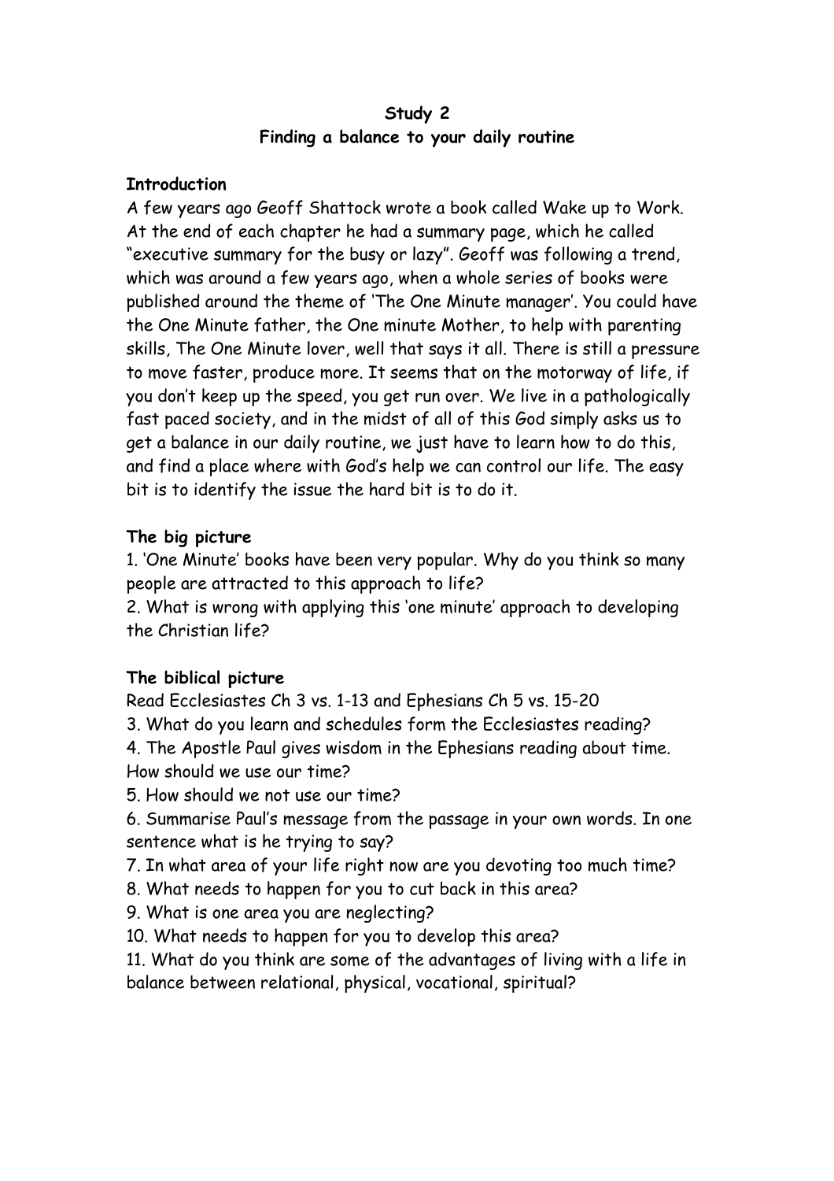**Study 2**
**Finding a balance to your daily routine**

**Introduction**

A few years ago Geoff Shattock wrote a book called Wake up to Work. At the end of each chapter he had a summary page, which he called "executive summary for the busy or lazy". Geoff was following a trend, which was around a few years ago, when a whole series of books were published around the theme of 'The One Minute manager'. You could have the One Minute father, the One minute Mother, to help with parenting skills, The One Minute lover, well that says it all. There is still a pressure to move faster, produce more. It seems that on the motorway of life, if you don't keep up the speed, you get run over. We live in a pathologically fast paced society, and in the midst of all of this God simply asks us to get a balance in our daily routine, we just have to learn how to do this, and find a place where with God's help we can control our life. The easy bit is to identify the issue the hard bit is to do it.

**The big picture**

1. 'One Minute' books have been very popular. Why do you think so many people are attracted to this approach to life?
2. What is wrong with applying this 'one minute' approach to developing the Christian life?

**The biblical picture**

Read Ecclesiastes Ch 3 vs. 1-13 and Ephesians Ch 5 vs. 15-20

3. What do you learn and schedules form the Ecclesiastes reading?
4. The Apostle Paul gives wisdom in the Ephesians reading about time. How should we use our time?
5. How should we not use our time?
6. Summarise Paul's message from the passage in your own words. In one sentence what is he trying to say?
7. In what area of your life right now are you devoting too much time?
8. What needs to happen for you to cut back in this area?
9. What is one area you are neglecting?
10. What needs to happen for you to develop this area?
11. What do you think are some of the advantages of living with a life in balance between relational, physical, vocational, spiritual?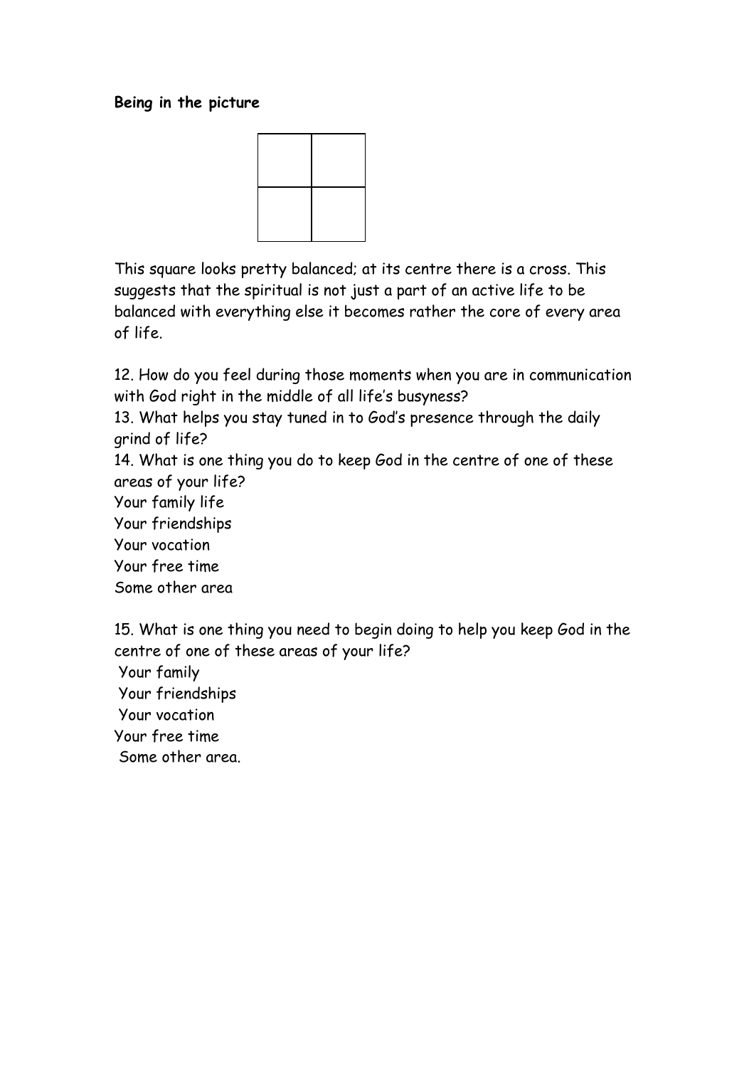**Being in the picture**

|  |  |
|---|---|
|  |  |
|  |  |

This square looks pretty balanced; at its centre there is a cross. This suggests that the spiritual is not just a part of an active life to be balanced with everything else it becomes rather the core of every area of life.

12. How do you feel during those moments when you are in communication with God right in the middle of all life's busyness?
13. What helps you stay tuned in to God's presence through the daily grind of life?
14. What is one thing you do to keep God in the centre of one of these areas of your life?
Your family life
Your friendships
Your vocation
Your free time
Some other area

15. What is one thing you need to begin doing to help you keep God in the centre of one of these areas of your life?
Your family
Your friendships
Your vocation
Your free time
Some other area.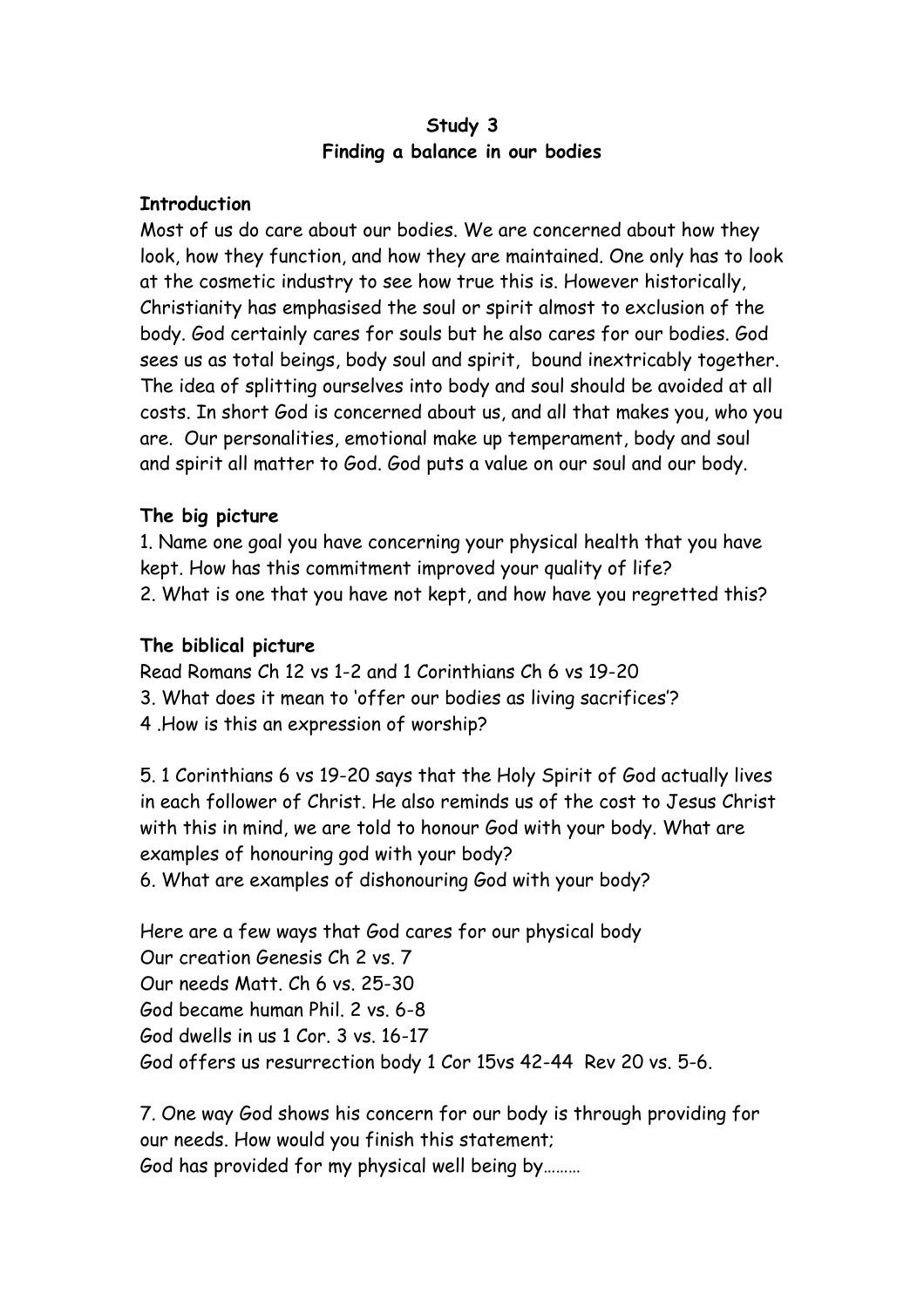**Study 3**
**Finding a balance in our bodies**

**Introduction**

Most of us do care about our bodies. We are concerned about how they look, how they function, and how they are maintained. One only has to look at the cosmetic industry to see how true this is. However historically, Christianity has emphasised the soul or spirit almost to exclusion of the body. God certainly cares for souls but he also cares for our bodies. God sees us as total beings, body soul and spirit, bound inextricably together. The idea of splitting ourselves into body and soul should be avoided at all costs. In short God is concerned about us, and all that makes you, who you are. Our personalities, emotional make up temperament, body and soul and spirit all matter to God. God puts a value on our soul and our body.

**The big picture**

1. Name one goal you have concerning your physical health that you have kept. How has this commitment improved your quality of life?
2. What is one that you have not kept, and how have you regretted this?

**The biblical picture**

Read Romans Ch 12 vs 1-2 and 1 Corinthians Ch 6 vs 19-20

3. What does it mean to 'offer our bodies as living sacrifices'?
4 .How is this an expression of worship?

5. 1 Corinthians 6 vs 19-20 says that the Holy Spirit of God actually lives in each follower of Christ. He also reminds us of the cost to Jesus Christ with this in mind, we are told to honour God with your body. What are examples of honouring god with your body?
6. What are examples of dishonouring God with your body?

Here are a few ways that God cares for our physical body
Our creation Genesis Ch 2 vs. 7
Our needs Matt. Ch 6 vs. 25-30
God became human Phil. 2 vs. 6-8
God dwells in us 1 Cor. 3 vs. 16-17
God offers us resurrection body 1 Cor 15vs 42-44 Rev 20 vs. 5-6.

7. One way God shows his concern for our body is through providing for our needs. How would you finish this statement;
God has provided for my physical well being by………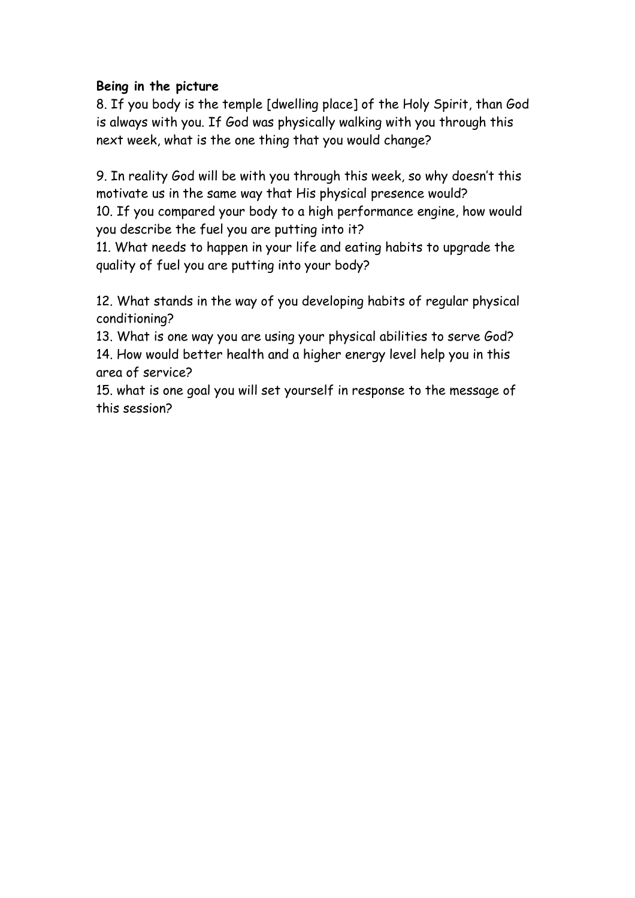**Being in the picture**

8. If you body is the temple [dwelling place] of the Holy Spirit, than God is always with you. If God was physically walking with you through this next week, what is the one thing that you would change?

9. In reality God will be with you through this week, so why doesn't this motivate us in the same way that His physical presence would?
10. If you compared your body to a high performance engine, how would you describe the fuel you are putting into it?
11. What needs to happen in your life and eating habits to upgrade the quality of fuel you are putting into your body?

12. What stands in the way of you developing habits of regular physical conditioning?
13. What is one way you are using your physical abilities to serve God?
14. How would better health and a higher energy level help you in this area of service?
15. what is one goal you will set yourself in response to the message of this session?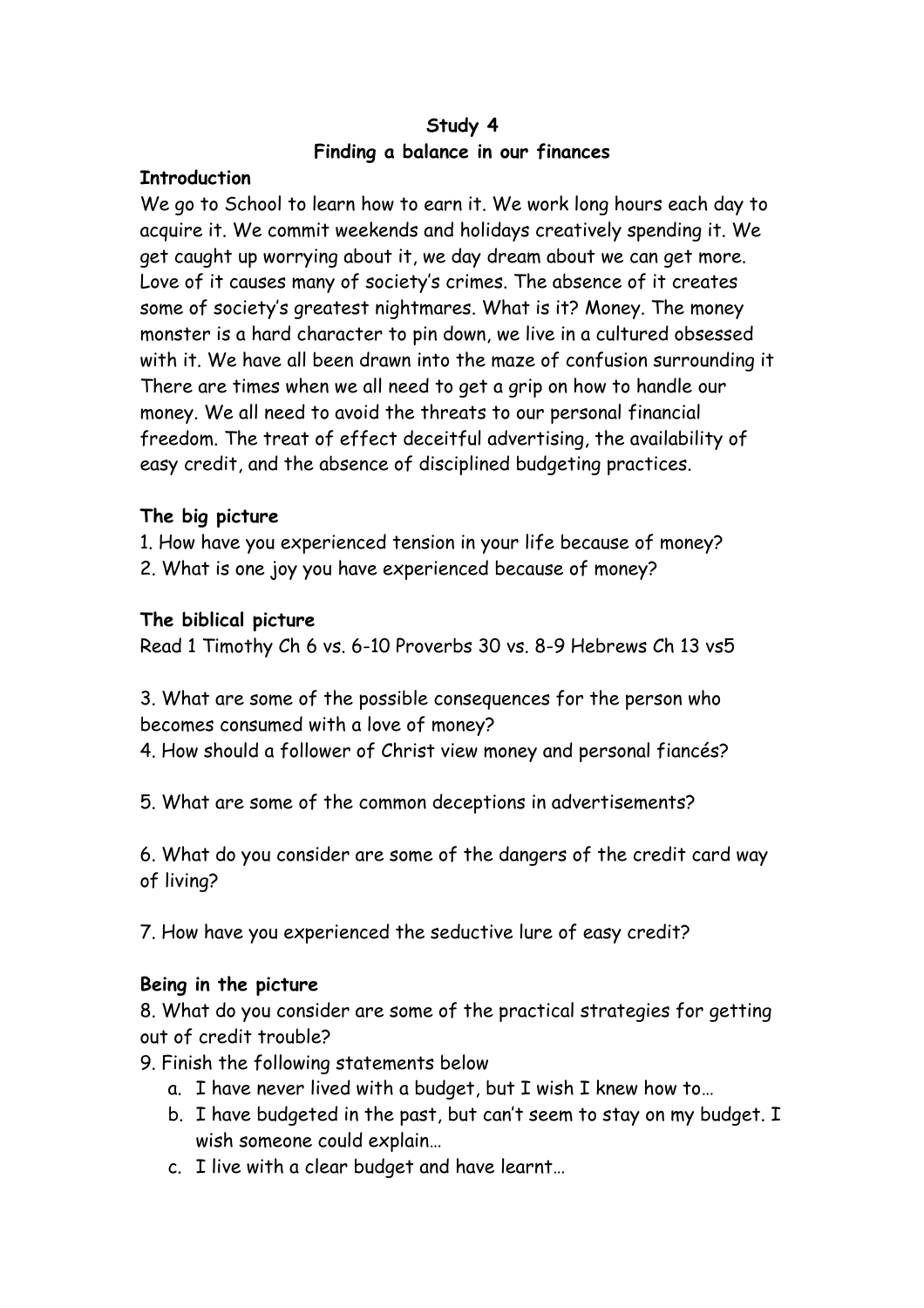**Study 4**

**Finding a balance in our finances**

**Introduction**

We go to School to learn how to earn it. We work long hours each day to acquire it. We commit weekends and holidays creatively spending it. We get caught up worrying about it, we day dream about we can get more. Love of it causes many of society's crimes. The absence of it creates some of society's greatest nightmares. What is it? Money. The money monster is a hard character to pin down, we live in a cultured obsessed with it. We have all been drawn into the maze of confusion surrounding it There are times when we all need to get a grip on how to handle our money. We all need to avoid the threats to our personal financial freedom. The treat of effect deceitful advertising, the availability of easy credit, and the absence of disciplined budgeting practices.

**The big picture**

1. How have you experienced tension in your life because of money?
2. What is one joy you have experienced because of money?

**The biblical picture**

Read 1 Timothy Ch 6 vs. 6-10 Proverbs 30 vs. 8-9 Hebrews Ch 13 vs5

3. What are some of the possible consequences for the person who becomes consumed with a love of money?
4. How should a follower of Christ view money and personal fiancés?

5. What are some of the common deceptions in advertisements?

6. What do you consider are some of the dangers of the credit card way of living?

7. How have you experienced the seductive lure of easy credit?

**Being in the picture**

8. What do you consider are some of the practical strategies for getting out of credit trouble?
9. Finish the following statements below
   a. I have never lived with a budget, but I wish I knew how to…
   b. I have budgeted in the past, but can't seem to stay on my budget. I wish someone could explain…
   c. I live with a clear budget and have learnt…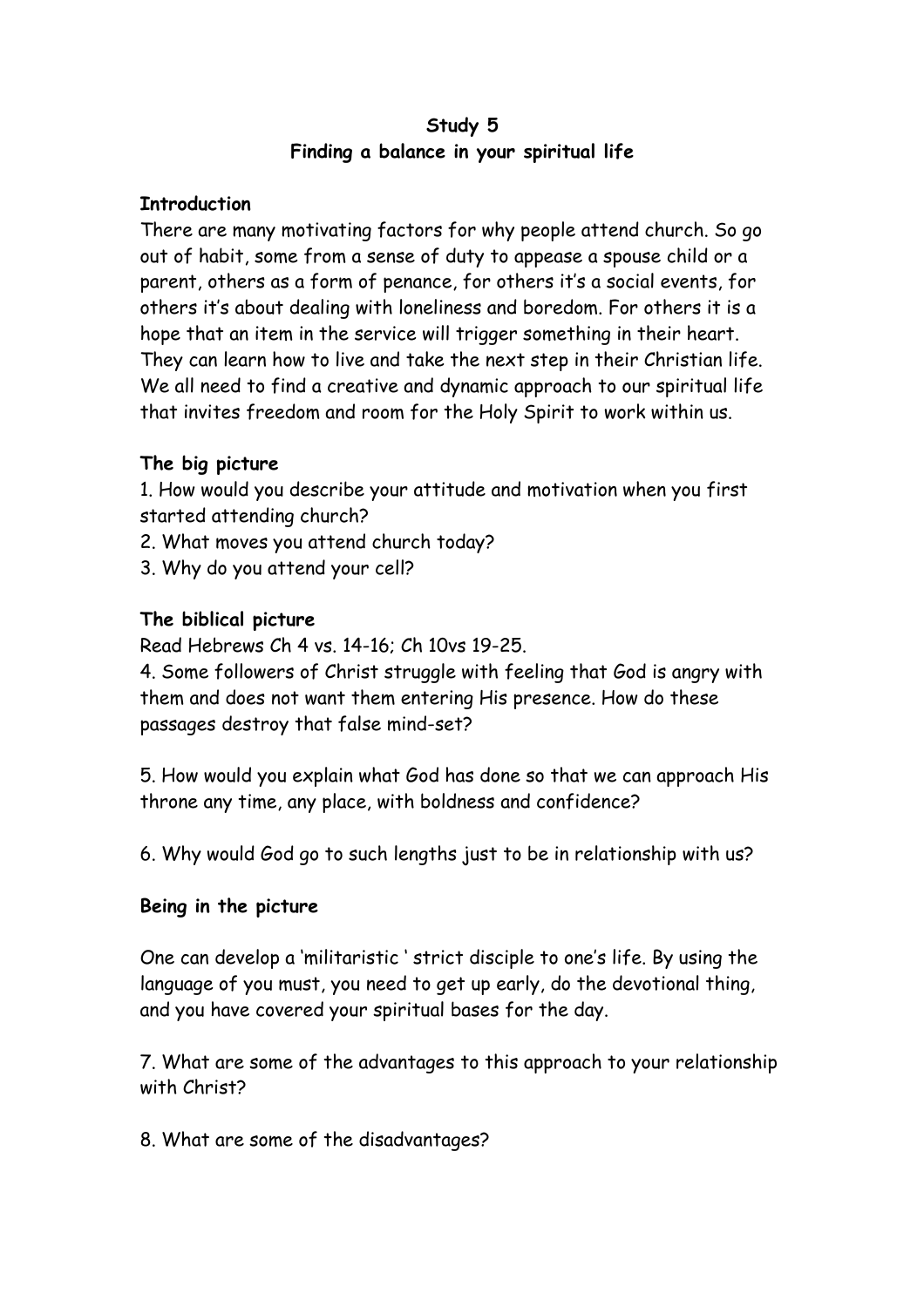**Study 5**
**Finding a balance in your spiritual life**

**Introduction**

There are many motivating factors for why people attend church. So go out of habit, some from a sense of duty to appease a spouse child or a parent, others as a form of penance, for others it's a social events, for others it's about dealing with loneliness and boredom. For others it is a hope that an item in the service will trigger something in their heart. They can learn how to live and take the next step in their Christian life. We all need to find a creative and dynamic approach to our spiritual life that invites freedom and room for the Holy Spirit to work within us.

**The big picture**

1. How would you describe your attitude and motivation when you first started attending church?
2. What moves you attend church today?
3. Why do you attend your cell?

**The biblical picture**

Read Hebrews Ch 4 vs. 14-16; Ch 10vs 19-25.

4. Some followers of Christ struggle with feeling that God is angry with them and does not want them entering His presence. How do these passages destroy that false mind-set?

5. How would you explain what God has done so that we can approach His throne any time, any place, with boldness and confidence?

6. Why would God go to such lengths just to be in relationship with us?

**Being in the picture**

One can develop a 'militaristic ' strict disciple to one's life. By using the language of you must, you need to get up early, do the devotional thing, and you have covered your spiritual bases for the day.

7. What are some of the advantages to this approach to your relationship with Christ?

8. What are some of the disadvantages?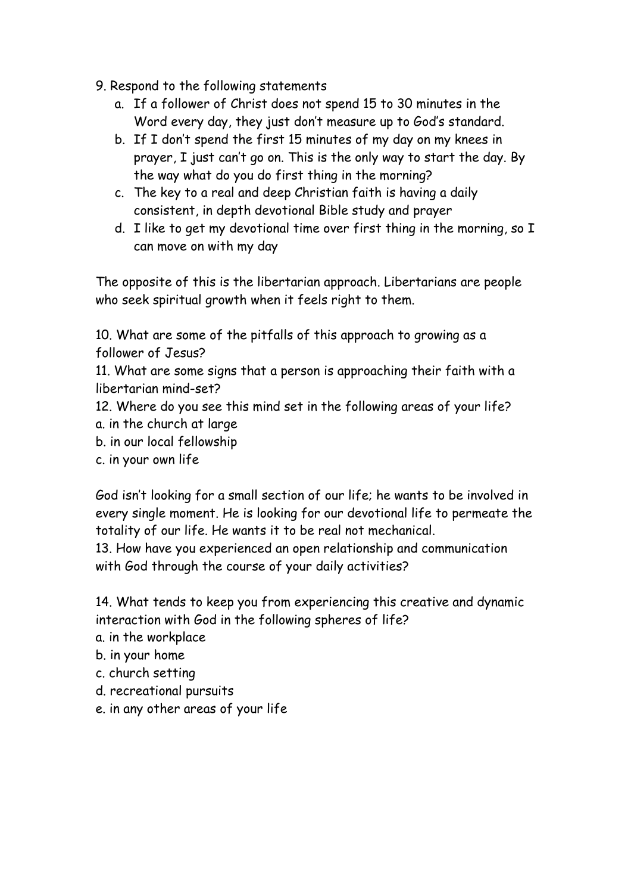9. Respond to the following statements
    a. If a follower of Christ does not spend 15 to 30 minutes in the Word every day, they just don't measure up to God's standard.
    b. If I don't spend the first 15 minutes of my day on my knees in prayer, I just can't go on. This is the only way to start the day. By the way what do you do first thing in the morning?
    c. The key to a real and deep Christian faith is having a daily consistent, in depth devotional Bible study and prayer
    d. I like to get my devotional time over first thing in the morning, so I can move on with my day

The opposite of this is the libertarian approach. Libertarians are people who seek spiritual growth when it feels right to them.

10. What are some of the pitfalls of this approach to growing as a follower of Jesus?
11. What are some signs that a person is approaching their faith with a libertarian mind-set?
12. Where do you see this mind set in the following areas of your life?
a. in the church at large
b. in our local fellowship
c. in your own life

God isn't looking for a small section of our life; he wants to be involved in every single moment. He is looking for our devotional life to permeate the totality of our life. He wants it to be real not mechanical.
13. How have you experienced an open relationship and communication with God through the course of your daily activities?

14. What tends to keep you from experiencing this creative and dynamic interaction with God in the following spheres of life?
a. in the workplace
b. in your home
c. church setting
d. recreational pursuits
e. in any other areas of your life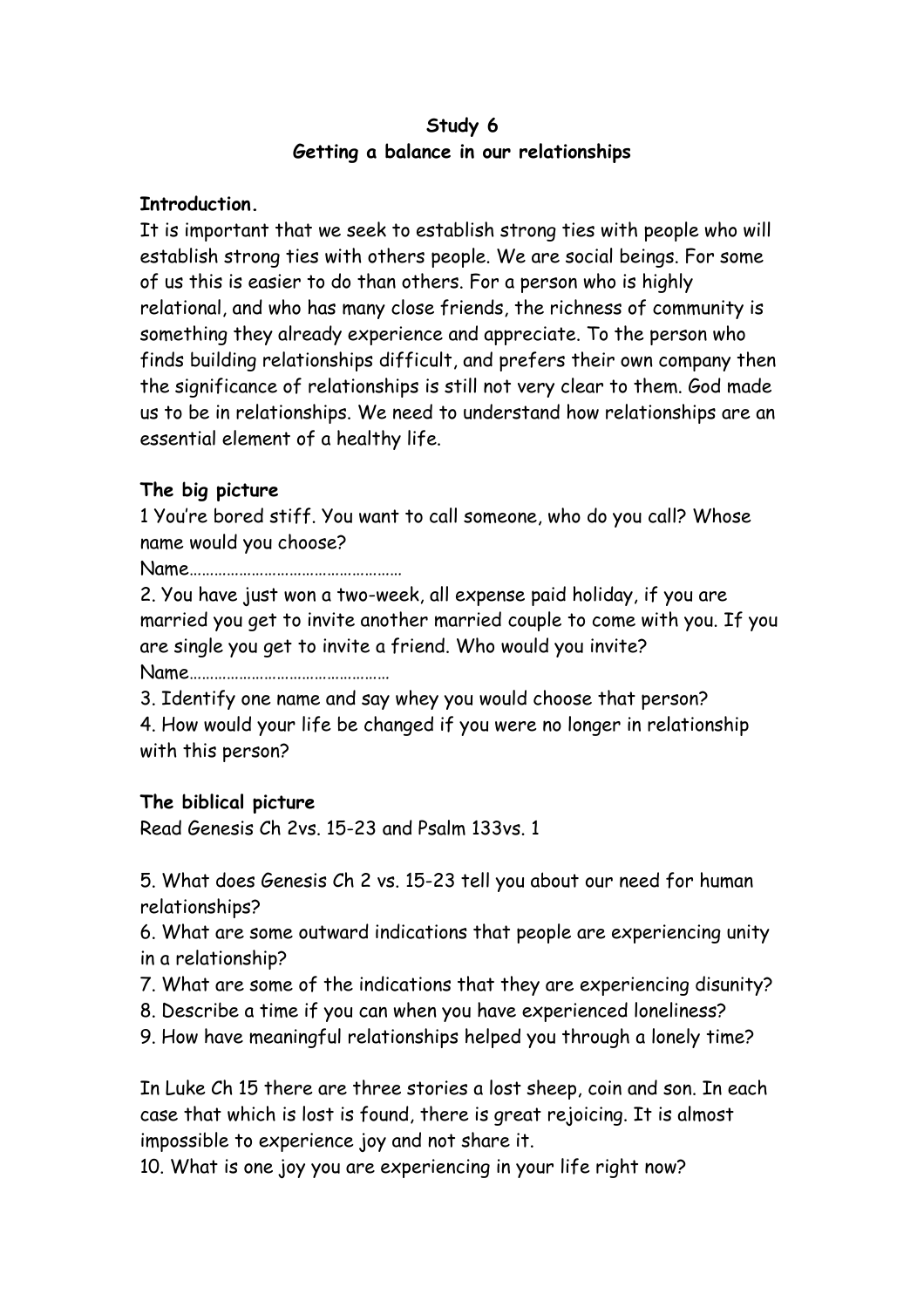**Study 6**
**Getting a balance in our relationships**

**Introduction.**
It is important that we seek to establish strong ties with people who will establish strong ties with others people. We are social beings. For some of us this is easier to do than others. For a person who is highly relational, and who has many close friends, the richness of community is something they already experience and appreciate. To the person who finds building relationships difficult, and prefers their own company then the significance of relationships is still not very clear to them. God made us to be in relationships. We need to understand how relationships are an essential element of a healthy life.

**The big picture**
1 You're bored stiff. You want to call someone, who do you call? Whose name would you choose?
Name……………………………………………
2. You have just won a two-week, all expense paid holiday, if you are married you get to invite another married couple to come with you. If you are single you get to invite a friend. Who would you invite?
Name…………………………………………
3. Identify one name and say whey you would choose that person?
4. How would your life be changed if you were no longer in relationship with this person?

**The biblical picture**
Read Genesis Ch 2vs. 15-23 and Psalm 133vs. 1

5. What does Genesis Ch 2 vs. 15-23 tell you about our need for human relationships?
6. What are some outward indications that people are experiencing unity in a relationship?
7. What are some of the indications that they are experiencing disunity?
8. Describe a time if you can when you have experienced loneliness?
9. How have meaningful relationships helped you through a lonely time?

In Luke Ch 15 there are three stories a lost sheep, coin and son. In each case that which is lost is found, there is great rejoicing. It is almost impossible to experience joy and not share it.
10. What is one joy you are experiencing in your life right now?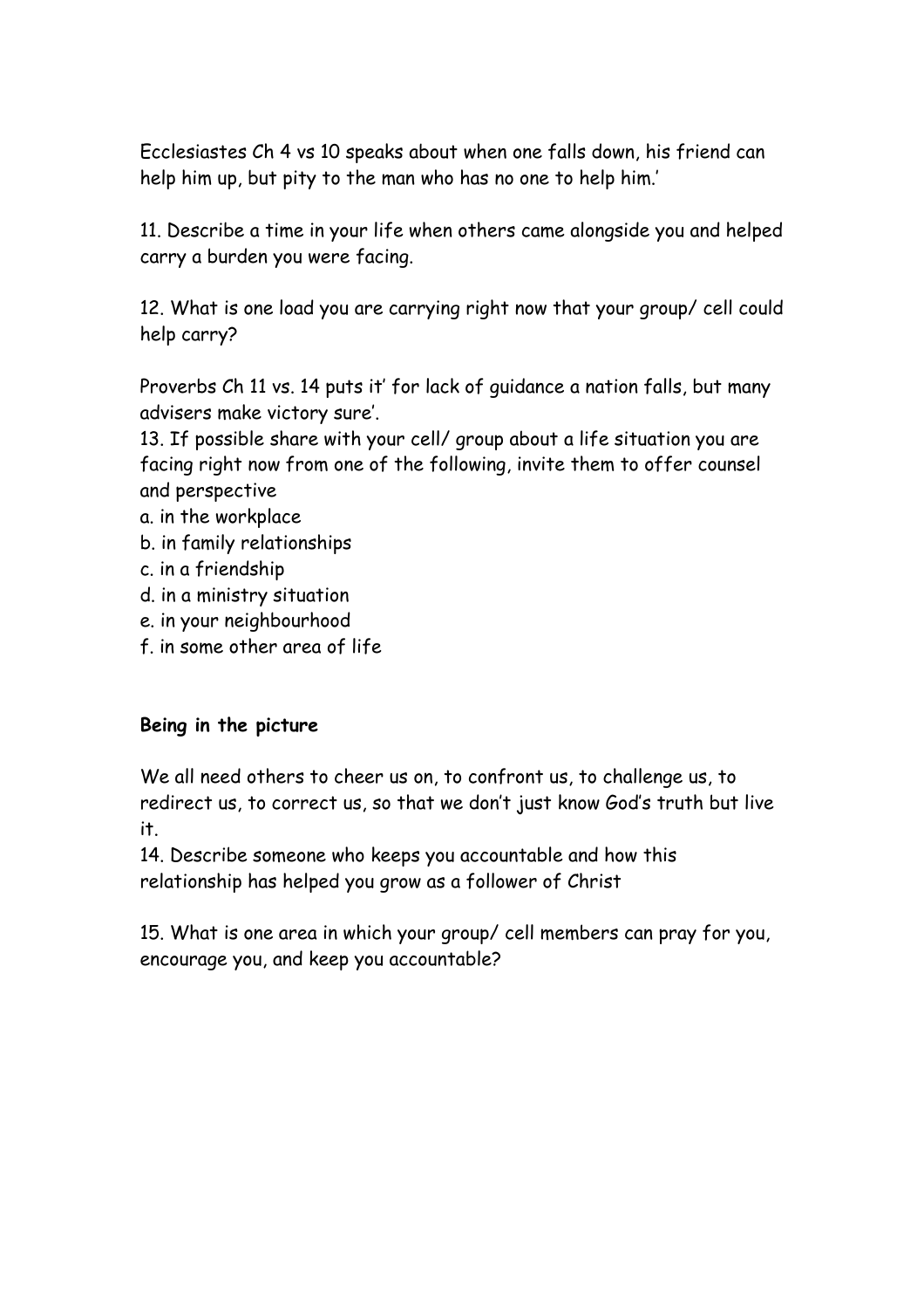Ecclesiastes Ch 4 vs 10 speaks about when one falls down, his friend can help him up, but pity to the man who has no one to help him.'

11. Describe a time in your life when others came alongside you and helped carry a burden you were facing.

12. What is one load you are carrying right now that your group/ cell could help carry?

Proverbs Ch 11 vs. 14 puts it' for lack of guidance a nation falls, but many advisers make victory sure'.

13. If possible share with your cell/ group about a life situation you are facing right now from one of the following, invite them to offer counsel and perspective

a. in the workplace
b. in family relationships
c. in a friendship
d. in a ministry situation
e. in your neighbourhood
f. in some other area of life

**Being in the picture**

We all need others to cheer us on, to confront us, to challenge us, to redirect us, to correct us, so that we don't just know God's truth but live it.

14. Describe someone who keeps you accountable and how this relationship has helped you grow as a follower of Christ

15. What is one area in which your group/ cell members can pray for you, encourage you, and keep you accountable?